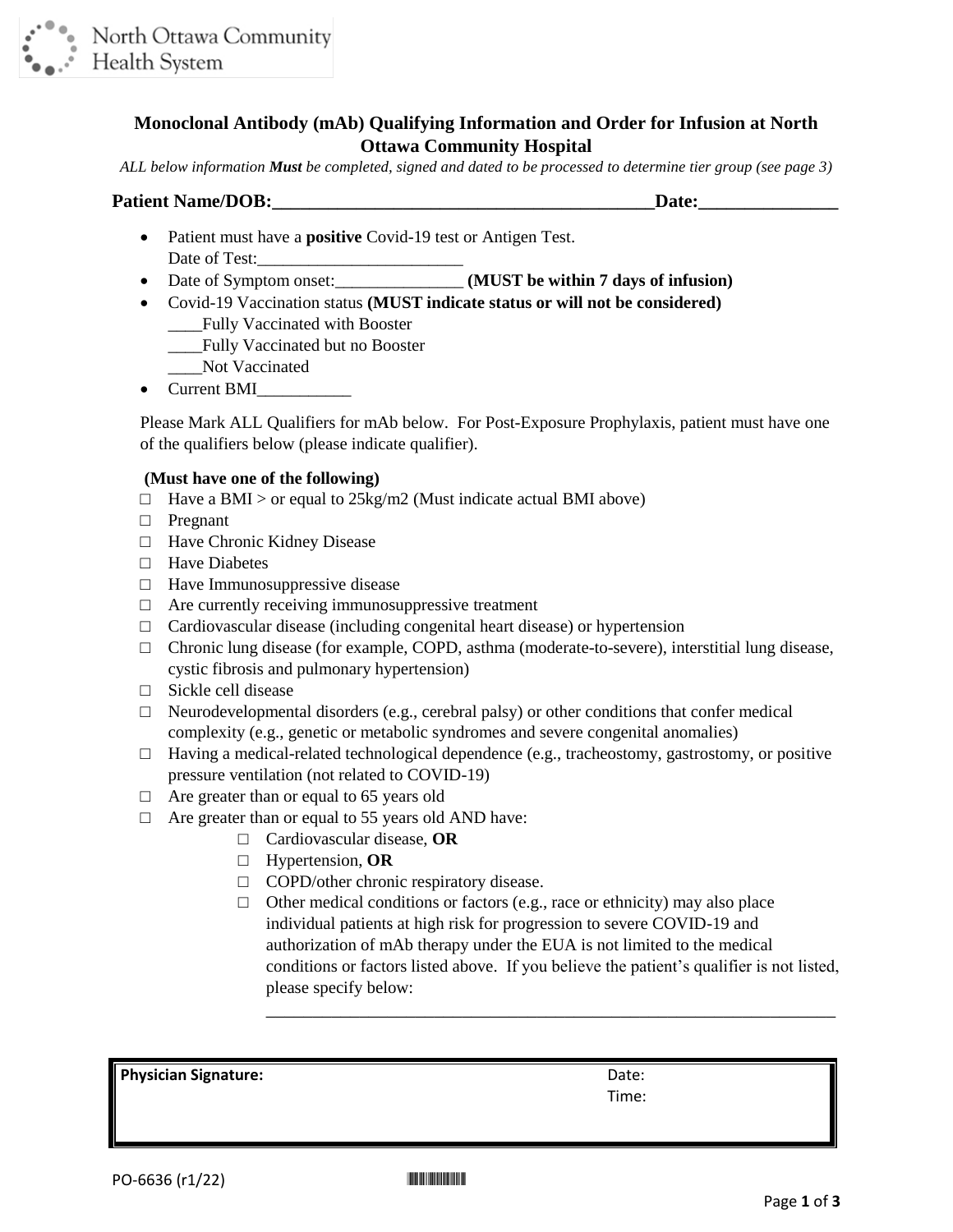North Ottawa Community Health System

## Monoclonal Antibody (mAb) Qualifying Information and Order for Infusion at North Ottawa Community Hospital

*ALL below information **Must** be completed, signed and dated to be processed to determine tier group (see page 3)*

**Patient Name/DOB:\_\_\_\_\_\_\_\_\_\_\_\_\_\_\_\_\_\_\_\_\_\_\_\_\_\_\_\_\_\_\_\_\_\_\_\_\_\_\_\_\_\_Date:\_\_\_\_\_\_\_\_\_\_\_\_\_\_\_**

- Patient must have a **positive** Covid-19 test or Antigen Test.
  Date of Test:\_\_\_\_\_\_\_\_\_\_\_\_\_\_\_\_\_\_\_\_\_\_\_\_
- Date of Symptom onset:\_\_\_\_\_\_\_\_\_\_\_\_\_\_\_ **(MUST be within 7 days of infusion)**
- Covid-19 Vaccination status **(MUST indicate status or will not be considered)**
  \_\_\_\_Fully Vaccinated with Booster
  \_\_\_\_Fully Vaccinated but no Booster
  \_\_\_\_Not Vaccinated
- Current BMI\_\_\_\_\_\_\_\_\_\_\_

Please Mark ALL Qualifiers for mAb below. For Post-Exposure Prophylaxis, patient must have one of the qualifiers below (please indicate qualifier).

**(Must have one of the following)**

- ☐ Have a BMI > or equal to 25kg/m2 (Must indicate actual BMI above)
- ☐ Pregnant
- ☐ Have Chronic Kidney Disease
- ☐ Have Diabetes
- ☐ Have Immunosuppressive disease
- ☐ Are currently receiving immunosuppressive treatment
- ☐ Cardiovascular disease (including congenital heart disease) or hypertension
- ☐ Chronic lung disease (for example, COPD, asthma (moderate-to-severe), interstitial lung disease, cystic fibrosis and pulmonary hypertension)
- ☐ Sickle cell disease
- ☐ Neurodevelopmental disorders (e.g., cerebral palsy) or other conditions that confer medical complexity (e.g., genetic or metabolic syndromes and severe congenital anomalies)
- ☐ Having a medical-related technological dependence (e.g., tracheostomy, gastrostomy, or positive pressure ventilation (not related to COVID-19)
- ☐ Are greater than or equal to 65 years old
- ☐ Are greater than or equal to 55 years old AND have:
  - ☐ Cardiovascular disease, **OR**
  - ☐ Hypertension, **OR**
  - ☐ COPD/other chronic respiratory disease.
  - ☐ Other medical conditions or factors (e.g., race or ethnicity) may also place individual patients at high risk for progression to severe COVID-19 and authorization of mAb therapy under the EUA is not limited to the medical conditions or factors listed above. If you believe the patient's qualifier is not listed, please specify below:
    \_\_\_\_\_\_\_\_\_\_\_\_\_\_\_\_\_\_\_\_\_\_\_\_\_\_\_\_\_\_\_\_\_\_\_\_\_\_\_\_\_\_\_\_\_\_\_\_\_\_\_\_\_\_\_\_\_\_\_\_\_\_\_\_

| **Physician Signature:** | Date:<br>Time: |
|---|---|

PO-6636 (r1/22)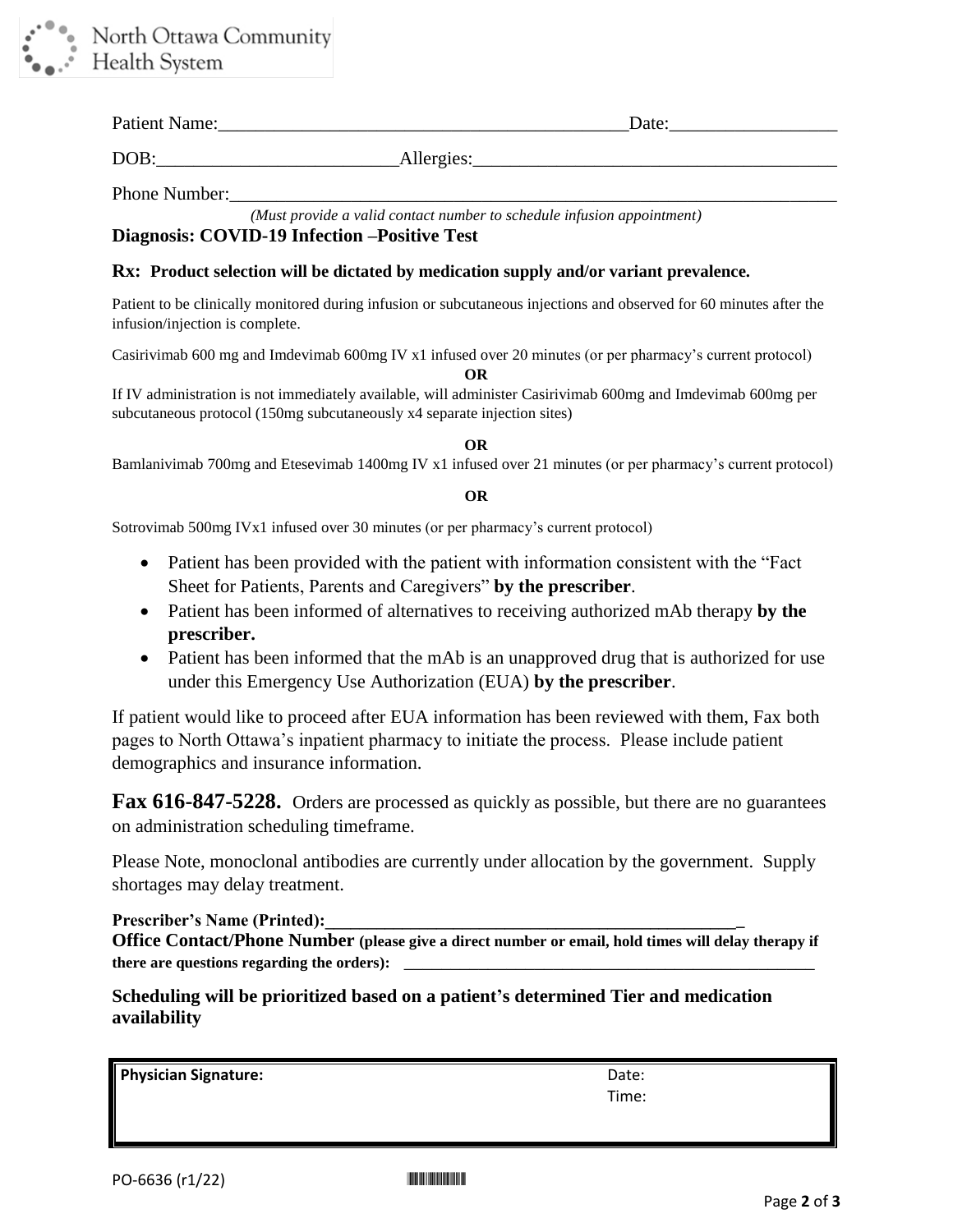North Ottawa Community Health System

Patient Name:\_\_\_\_\_\_\_\_\_\_\_\_\_\_\_\_\_\_\_\_\_\_\_\_\_\_\_\_\_\_\_\_\_\_\_\_\_\_\_\_\_\_\_\_Date:\_\_\_\_\_\_\_\_\_\_\_\_\_\_\_\_\_\_

DOB:\_\_\_\_\_\_\_\_\_\_\_\_\_\_\_\_\_\_\_\_\_\_\_\_\_\_Allergies:\_\_\_\_\_\_\_\_\_\_\_\_\_\_\_\_\_\_\_\_\_\_\_\_\_\_\_\_\_\_\_\_\_\_\_\_\_\_\_\_

Phone Number:\_\_\_\_\_\_\_\_\_\_\_\_\_\_\_\_\_\_\_\_\_\_\_\_\_\_\_\_\_\_\_\_\_\_\_\_\_\_\_\_\_\_\_\_\_\_\_\_\_\_\_\_\_\_\_\_\_\_\_\_\_\_\_\_\_\_

*(Must provide a valid contact number to schedule infusion appointment)*

**Diagnosis: COVID-19 Infection –Positive Test**

**Rx: Product selection will be dictated by medication supply and/or variant prevalence.**

Patient to be clinically monitored during infusion or subcutaneous injections and observed for 60 minutes after the infusion/injection is complete.

Casirivimab 600 mg and Imdevimab 600mg IV x1 infused over 20 minutes (or per pharmacy's current protocol)

**OR**

If IV administration is not immediately available, will administer Casirivimab 600mg and Imdevimab 600mg per subcutaneous protocol (150mg subcutaneously x4 separate injection sites)

**OR**

Bamlanivimab 700mg and Etesevimab 1400mg IV x1 infused over 21 minutes (or per pharmacy's current protocol)

**OR**

Sotrovimab 500mg IVx1 infused over 30 minutes (or per pharmacy's current protocol)

- Patient has been provided with the patient with information consistent with the "Fact Sheet for Patients, Parents and Caregivers" **by the prescriber**.
- Patient has been informed of alternatives to receiving authorized mAb therapy **by the prescriber.**
- Patient has been informed that the mAb is an unapproved drug that is authorized for use under this Emergency Use Authorization (EUA) **by the prescriber**.

If patient would like to proceed after EUA information has been reviewed with them, Fax both pages to North Ottawa's inpatient pharmacy to initiate the process. Please include patient demographics and insurance information.

**Fax 616-847-5228.** Orders are processed as quickly as possible, but there are no guarantees on administration scheduling timeframe.

Please Note, monoclonal antibodies are currently under allocation by the government. Supply shortages may delay treatment.

**Prescriber's Name (Printed):**\_\_\_\_\_\_\_\_\_\_\_\_\_\_\_\_\_\_\_\_\_\_\_\_\_\_\_\_\_\_\_\_\_\_\_\_\_\_\_\_\_\_\_\_\_\_\_\_

**Office Contact/Phone Number (please give a direct number or email, hold times will delay therapy if there are questions regarding the orders):** \_\_\_\_\_\_\_\_\_\_\_\_\_\_\_\_\_\_\_\_\_\_\_\_\_\_\_\_\_\_\_\_\_\_\_\_\_\_\_\_\_\_\_\_\_\_\_\_

**Scheduling will be prioritized based on a patient's determined Tier and medication availability**

| **Physician Signature:** | Date: <br> Time: |
| --- | --- |

PO-6636 (r1/22)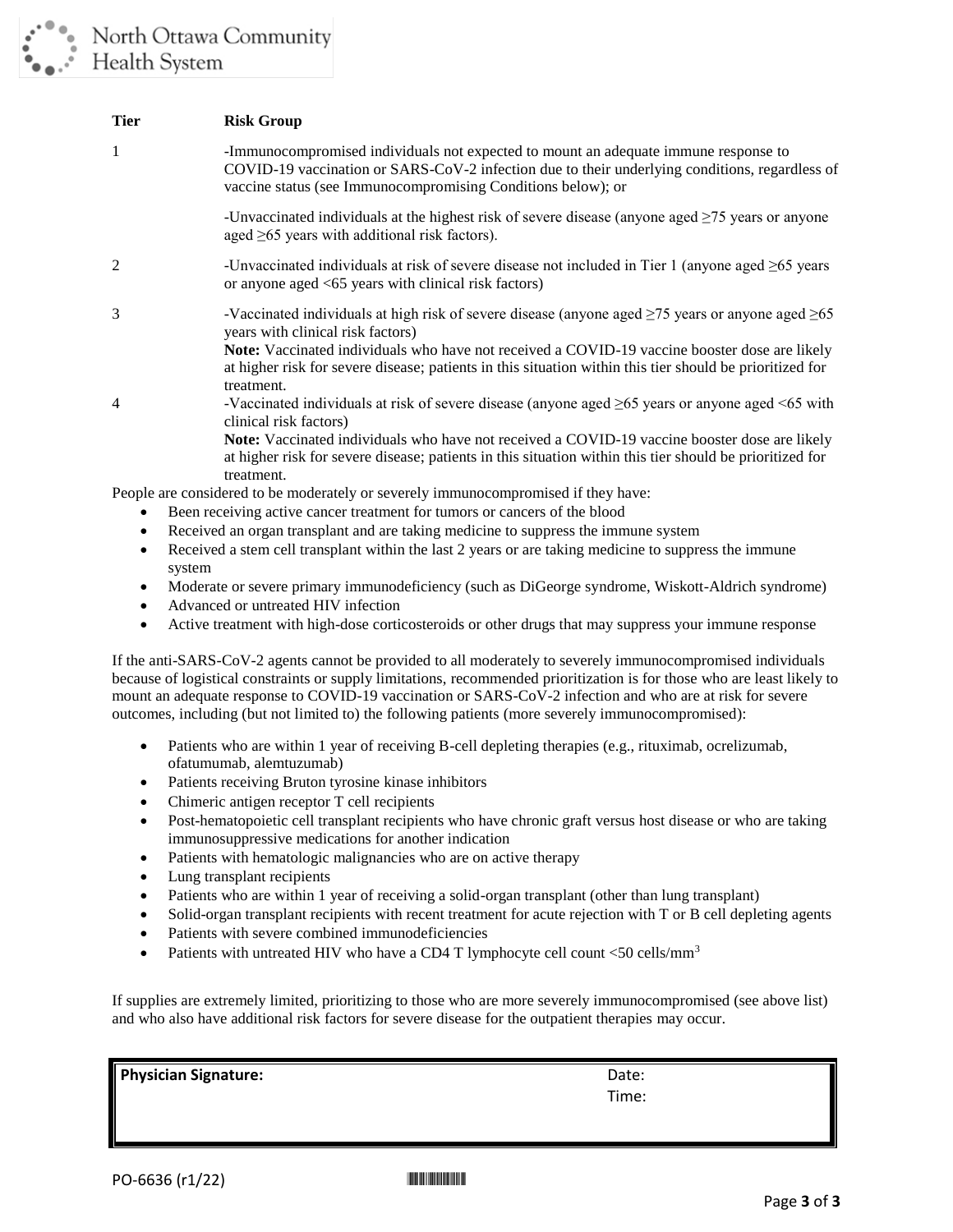| Tier | Risk Group |
|---|---|
| 1 | -Immunocompromised individuals not expected to mount an adequate immune response to COVID-19 vaccination or SARS-CoV-2 infection due to their underlying conditions, regardless of vaccine status (see Immunocompromising Conditions below); or<br><br>-Unvaccinated individuals at the highest risk of severe disease (anyone aged ≥75 years or anyone aged ≥65 years with additional risk factors). |
| 2 | -Unvaccinated individuals at risk of severe disease not included in Tier 1 (anyone aged ≥65 years or anyone aged <65 years with clinical risk factors) |
| 3 | -Vaccinated individuals at high risk of severe disease (anyone aged ≥75 years or anyone aged ≥65 years with clinical risk factors)<br>**Note:** Vaccinated individuals who have not received a COVID-19 vaccine booster dose are likely at higher risk for severe disease; patients in this situation within this tier should be prioritized for treatment. |
| 4 | -Vaccinated individuals at risk of severe disease (anyone aged ≥65 years or anyone aged <65 with clinical risk factors)<br>**Note:** Vaccinated individuals who have not received a COVID-19 vaccine booster dose are likely at higher risk for severe disease; patients in this situation within this tier should be prioritized for treatment. |

People are considered to be moderately or severely immunocompromised if they have:

- Been receiving active cancer treatment for tumors or cancers of the blood
- Received an organ transplant and are taking medicine to suppress the immune system
- Received a stem cell transplant within the last 2 years or are taking medicine to suppress the immune system
- Moderate or severe primary immunodeficiency (such as DiGeorge syndrome, Wiskott-Aldrich syndrome)
- Advanced or untreated HIV infection
- Active treatment with high-dose corticosteroids or other drugs that may suppress your immune response

If the anti-SARS-CoV-2 agents cannot be provided to all moderately to severely immunocompromised individuals because of logistical constraints or supply limitations, recommended prioritization is for those who are least likely to mount an adequate response to COVID-19 vaccination or SARS-CoV-2 infection and who are at risk for severe outcomes, including (but not limited to) the following patients (more severely immunocompromised):

- Patients who are within 1 year of receiving B-cell depleting therapies (e.g., rituximab, ocrelizumab, ofatumumab, alemtuzumab)
- Patients receiving Bruton tyrosine kinase inhibitors
- Chimeric antigen receptor T cell recipients
- Post-hematopoietic cell transplant recipients who have chronic graft versus host disease or who are taking immunosuppressive medications for another indication
- Patients with hematologic malignancies who are on active therapy
- Lung transplant recipients
- Patients who are within 1 year of receiving a solid-organ transplant (other than lung transplant)
- Solid-organ transplant recipients with recent treatment for acute rejection with T or B cell depleting agents
- Patients with severe combined immunodeficiencies
- Patients with untreated HIV who have a CD4 T lymphocyte cell count <50 cells/$mm^3$

If supplies are extremely limited, prioritizing to those who are more severely immunocompromised (see above list) and who also have additional risk factors for severe disease for the outpatient therapies may occur.

| **Physician Signature:** | Date:<br>Time: |
|---|---|

PO-6636 (r1/22)